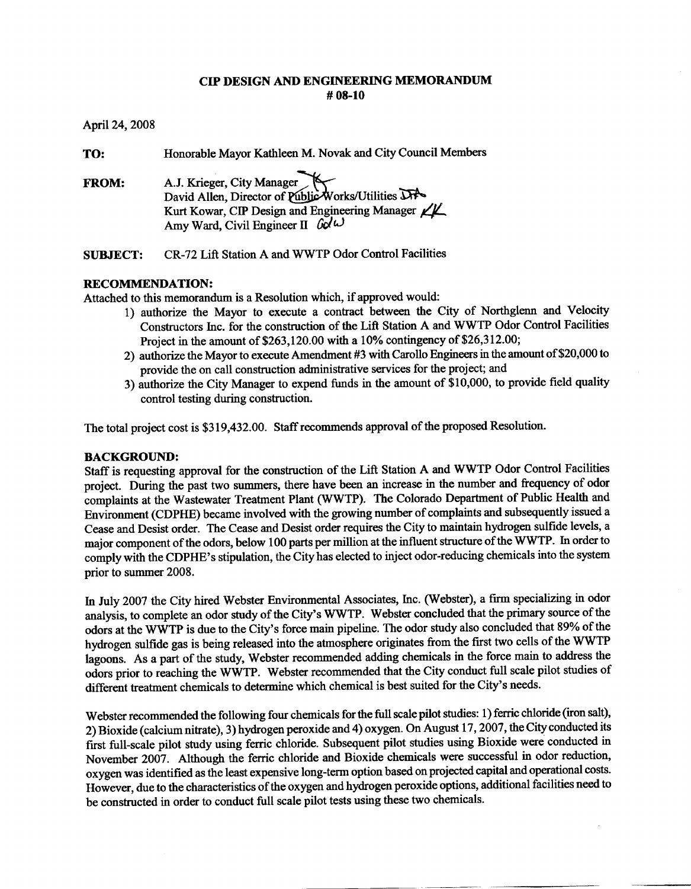# CIP DESIGN AND ENGINEERING MEMORANDUM
# # 08-10

April 24, 2008

**TO:** Honorable Mayor Kathleen M. Novak and City Council Members

**FROM:** A.J. Krieger, City Manager
David Allen, Director of Public Works/Utilities
Kurt Kowar, CIP Design and Engineering Manager
Amy Ward, Civil Engineer II

**SUBJECT:** CR-72 Lift Station A and WWTP Odor Control Facilities

**RECOMMENDATION:**

Attached to this memorandum is a Resolution which, if approved would:

1) authorize the Mayor to execute a contract between the City of Northglenn and Velocity Constructors Inc. for the construction of the Lift Station A and WWTP Odor Control Facilities Project in the amount of $263,120.00 with a 10% contingency of $26,312.00;
2) authorize the Mayor to execute Amendment #3 with Carollo Engineers in the amount of $20,000 to provide the on call construction administrative services for the project; and
3) authorize the City Manager to expend funds in the amount of $10,000, to provide field quality control testing during construction.

The total project cost is $319,432.00. Staff recommends approval of the proposed Resolution.

**BACKGROUND:**

Staff is requesting approval for the construction of the Lift Station A and WWTP Odor Control Facilities project. During the past two summers, there have been an increase in the number and frequency of odor complaints at the Wastewater Treatment Plant (WWTP). The Colorado Department of Public Health and Environment (CDPHE) became involved with the growing number of complaints and subsequently issued a Cease and Desist order. The Cease and Desist order requires the City to maintain hydrogen sulfide levels, a major component of the odors, below 100 parts per million at the influent structure of the WWTP. In order to comply with the CDPHE's stipulation, the City has elected to inject odor-reducing chemicals into the system prior to summer 2008.

In July 2007 the City hired Webster Environmental Associates, Inc. (Webster), a firm specializing in odor analysis, to complete an odor study of the City's WWTP. Webster concluded that the primary source of the odors at the WWTP is due to the City's force main pipeline. The odor study also concluded that 89% of the hydrogen sulfide gas is being released into the atmosphere originates from the first two cells of the WWTP lagoons. As a part of the study, Webster recommended adding chemicals in the force main to address the odors prior to reaching the WWTP. Webster recommended that the City conduct full scale pilot studies of different treatment chemicals to determine which chemical is best suited for the City's needs.

Webster recommended the following four chemicals for the full scale pilot studies: 1) ferric chloride (iron salt), 2) Bioxide (calcium nitrate), 3) hydrogen peroxide and 4) oxygen. On August 17, 2007, the City conducted its first full-scale pilot study using ferric chloride. Subsequent pilot studies using Bioxide were conducted in November 2007. Although the ferric chloride and Bioxide chemicals were successful in odor reduction, oxygen was identified as the least expensive long-term option based on projected capital and operational costs. However, due to the characteristics of the oxygen and hydrogen peroxide options, additional facilities need to be constructed in order to conduct full scale pilot tests using these two chemicals.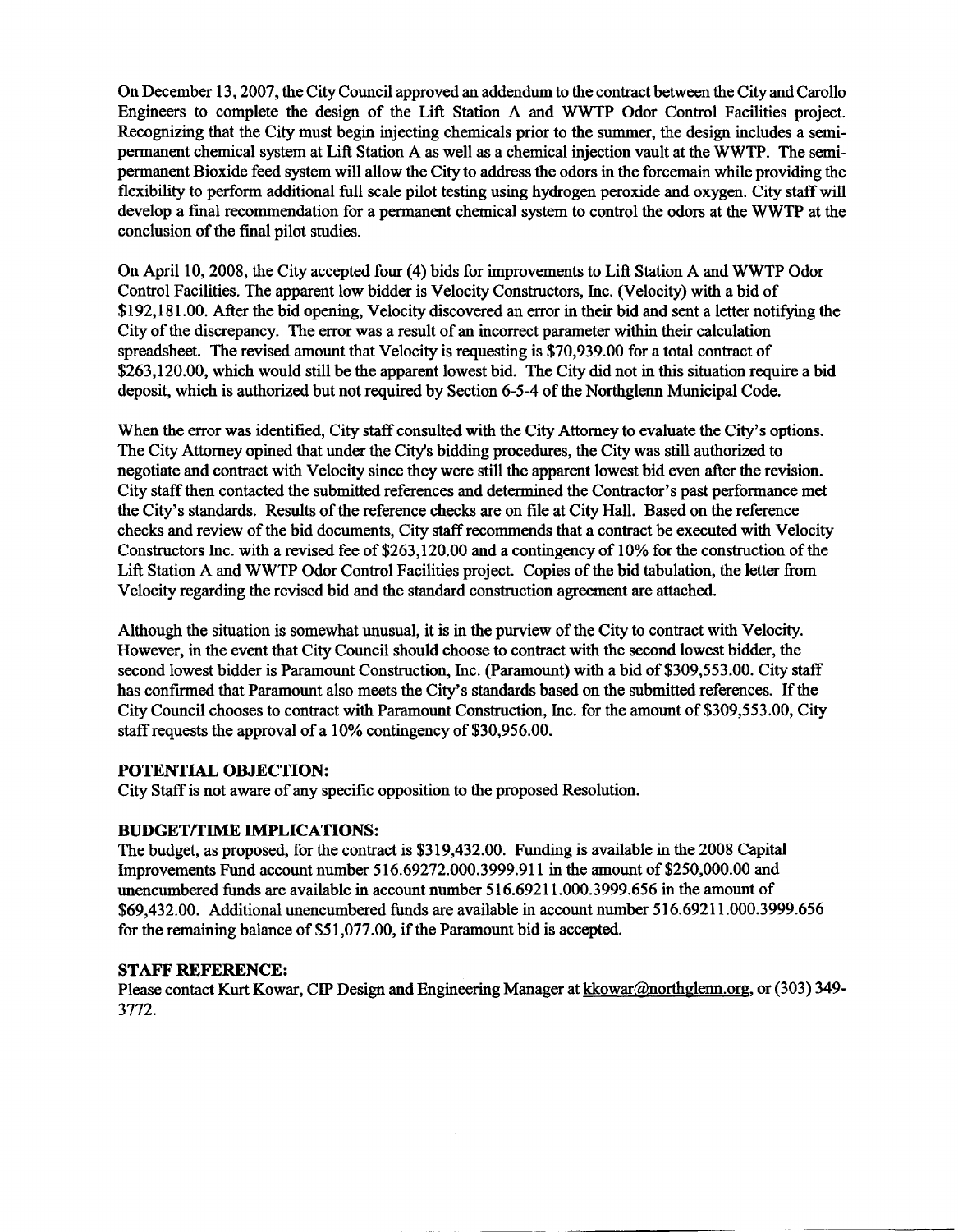On December 13, 2007, the City Council approved an addendum to the contract between the City and Carollo Engineers to complete the design of the Lift Station A and WWTP Odor Control Facilities project. Recognizing that the City must begin injecting chemicals prior to the summer, the design includes a semi-permanent chemical system at Lift Station A as well as a chemical injection vault at the WWTP. The semi-permanent Bioxide feed system will allow the City to address the odors in the forcemain while providing the flexibility to perform additional full scale pilot testing using hydrogen peroxide and oxygen. City staff will develop a final recommendation for a permanent chemical system to control the odors at the WWTP at the conclusion of the final pilot studies.

On April 10, 2008, the City accepted four (4) bids for improvements to Lift Station A and WWTP Odor Control Facilities. The apparent low bidder is Velocity Constructors, Inc. (Velocity) with a bid of $192,181.00. After the bid opening, Velocity discovered an error in their bid and sent a letter notifying the City of the discrepancy. The error was a result of an incorrect parameter within their calculation spreadsheet. The revised amount that Velocity is requesting is $70,939.00 for a total contract of $263,120.00, which would still be the apparent lowest bid. The City did not in this situation require a bid deposit, which is authorized but not required by Section 6-5-4 of the Northglenn Municipal Code.

When the error was identified, City staff consulted with the City Attorney to evaluate the City's options. The City Attorney opined that under the City's bidding procedures, the City was still authorized to negotiate and contract with Velocity since they were still the apparent lowest bid even after the revision. City staff then contacted the submitted references and determined the Contractor's past performance met the City's standards. Results of the reference checks are on file at City Hall. Based on the reference checks and review of the bid documents, City staff recommends that a contract be executed with Velocity Constructors Inc. with a revised fee of $263,120.00 and a contingency of 10% for the construction of the Lift Station A and WWTP Odor Control Facilities project. Copies of the bid tabulation, the letter from Velocity regarding the revised bid and the standard construction agreement are attached.

Although the situation is somewhat unusual, it is in the purview of the City to contract with Velocity. However, in the event that City Council should choose to contract with the second lowest bidder, the second lowest bidder is Paramount Construction, Inc. (Paramount) with a bid of $309,553.00. City staff has confirmed that Paramount also meets the City's standards based on the submitted references. If the City Council chooses to contract with Paramount Construction, Inc. for the amount of $309,553.00, City staff requests the approval of a 10% contingency of $30,956.00.

**POTENTIAL OBJECTION:**
City Staff is not aware of any specific opposition to the proposed Resolution.

**BUDGET/TIME IMPLICATIONS:**
The budget, as proposed, for the contract is $319,432.00. Funding is available in the 2008 Capital Improvements Fund account number 516.69272.000.3999.911 in the amount of $250,000.00 and unencumbered funds are available in account number 516.69211.000.3999.656 in the amount of $69,432.00. Additional unencumbered funds are available in account number 516.69211.000.3999.656 for the remaining balance of $51,077.00, if the Paramount bid is accepted.

**STAFF REFERENCE:**
Please contact Kurt Kowar, CIP Design and Engineering Manager at kkowar@northglenn.org, or (303) 349-3772.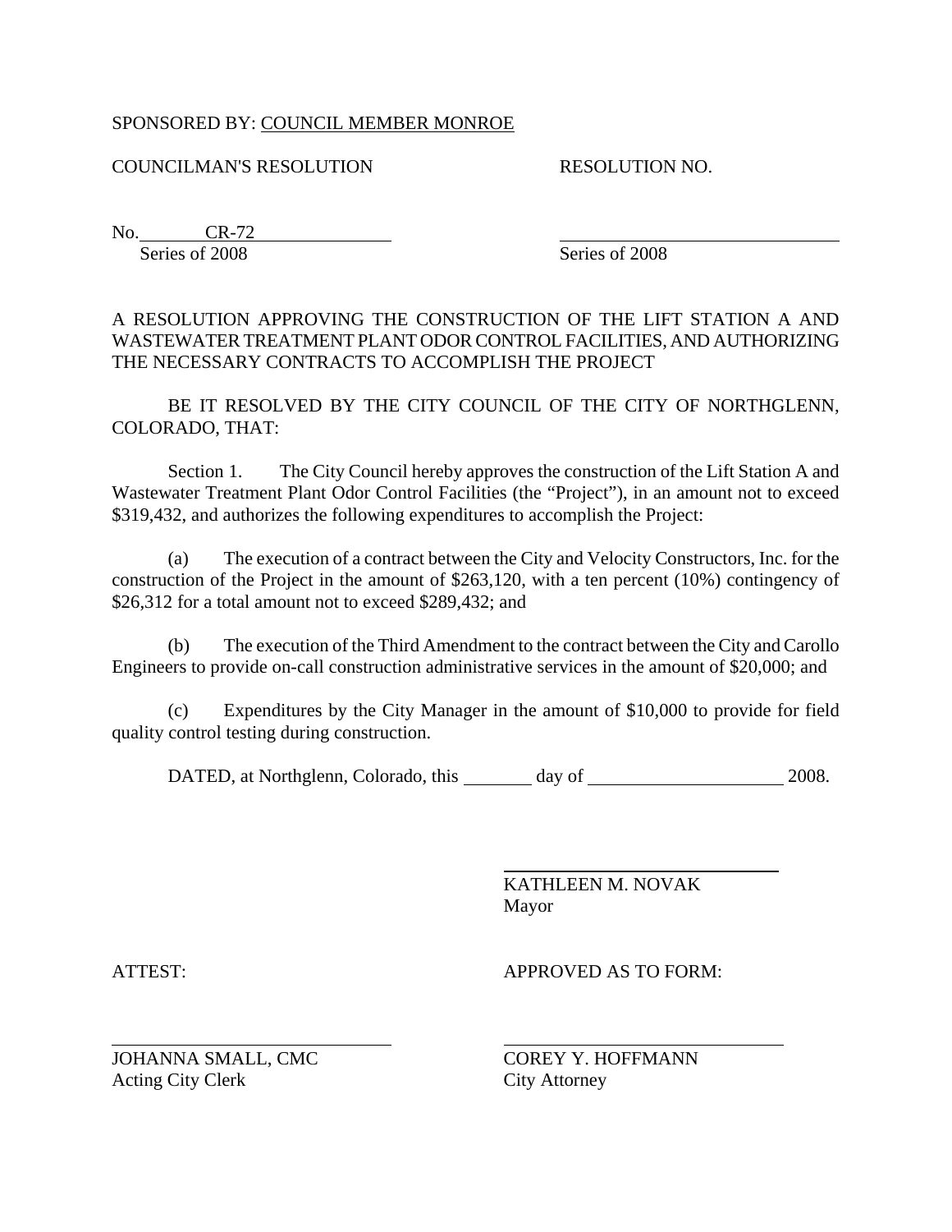SPONSORED BY: COUNCIL MEMBER MONROE

COUNCILMAN'S RESOLUTION

No. CR-72
Series of 2008

RESOLUTION NO.

______________________
Series of 2008

A RESOLUTION APPROVING THE CONSTRUCTION OF THE LIFT STATION A AND WASTEWATER TREATMENT PLANT ODOR CONTROL FACILITIES, AND AUTHORIZING THE NECESSARY CONTRACTS TO ACCOMPLISH THE PROJECT

BE IT RESOLVED BY THE CITY COUNCIL OF THE CITY OF NORTHGLENN, COLORADO, THAT:

Section 1. The City Council hereby approves the construction of the Lift Station A and Wastewater Treatment Plant Odor Control Facilities (the "Project"), in an amount not to exceed $319,432, and authorizes the following expenditures to accomplish the Project:

(a) The execution of a contract between the City and Velocity Constructors, Inc. for the construction of the Project in the amount of $263,120, with a ten percent (10%) contingency of $26,312 for a total amount not to exceed $289,432; and

(b) The execution of the Third Amendment to the contract between the City and Carollo Engineers to provide on-call construction administrative services in the amount of $20,000; and

(c) Expenditures by the City Manager in the amount of $10,000 to provide for field quality control testing during construction.

DATED, at Northglenn, Colorado, this ________ day of ______________________ 2008.

______________________
KATHLEEN M. NOVAK
Mayor

ATTEST:

______________________
JOHANNA SMALL, CMC
Acting City Clerk

APPROVED AS TO FORM:

______________________
COREY Y. HOFFMANN
City Attorney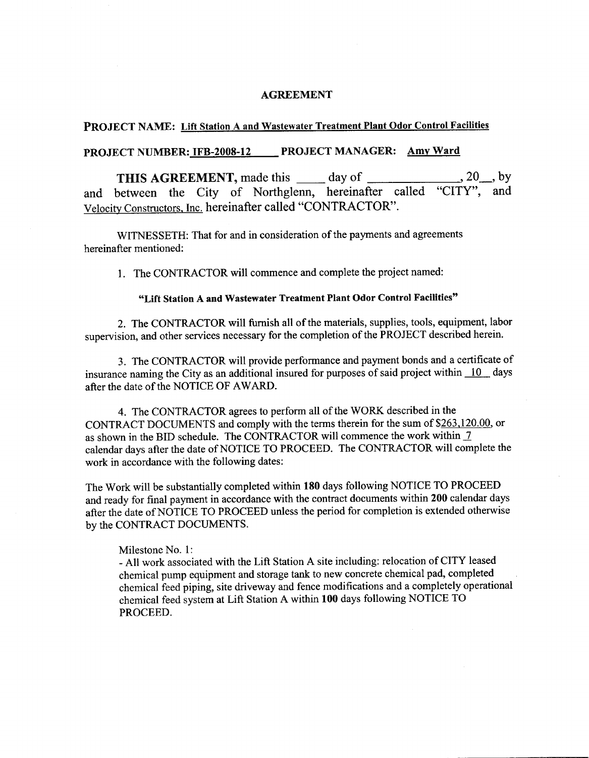# AGREEMENT

**PROJECT NAME:** Lift Station A and Wastewater Treatment Plant Odor Control Facilities

**PROJECT NUMBER:** IFB-2008-12 **PROJECT MANAGER:** Amy Ward

**THIS AGREEMENT,** made this _____ day of ______________, 20__, by and between the City of Northglenn, hereinafter called "CITY", and Velocity Constructors, Inc. hereinafter called "CONTRACTOR".

WITNESSETH: That for and in consideration of the payments and agreements hereinafter mentioned:

1. The CONTRACTOR will commence and complete the project named:

   **"Lift Station A and Wastewater Treatment Plant Odor Control Facilities"**

2. The CONTRACTOR will furnish all of the materials, supplies, tools, equipment, labor supervision, and other services necessary for the completion of the PROJECT described herein.

3. The CONTRACTOR will provide performance and payment bonds and a certificate of insurance naming the City as an additional insured for purposes of said project within 10 days after the date of the NOTICE OF AWARD.

4. The CONTRACTOR agrees to perform all of the WORK described in the CONTRACT DOCUMENTS and comply with the terms therein for the sum of $263,120.00, or as shown in the BID schedule. The CONTRACTOR will commence the work within 7 calendar days after the date of NOTICE TO PROCEED. The CONTRACTOR will complete the work in accordance with the following dates:

The Work will be substantially completed within **180** days following NOTICE TO PROCEED and ready for final payment in accordance with the contract documents within **200** calendar days after the date of NOTICE TO PROCEED unless the period for completion is extended otherwise by the CONTRACT DOCUMENTS.

Milestone No. 1:

- All work associated with the Lift Station A site including: relocation of CITY leased chemical pump equipment and storage tank to new concrete chemical pad, completed chemical feed piping, site driveway and fence modifications and a completely operational chemical feed system at Lift Station A within **100** days following NOTICE TO PROCEED.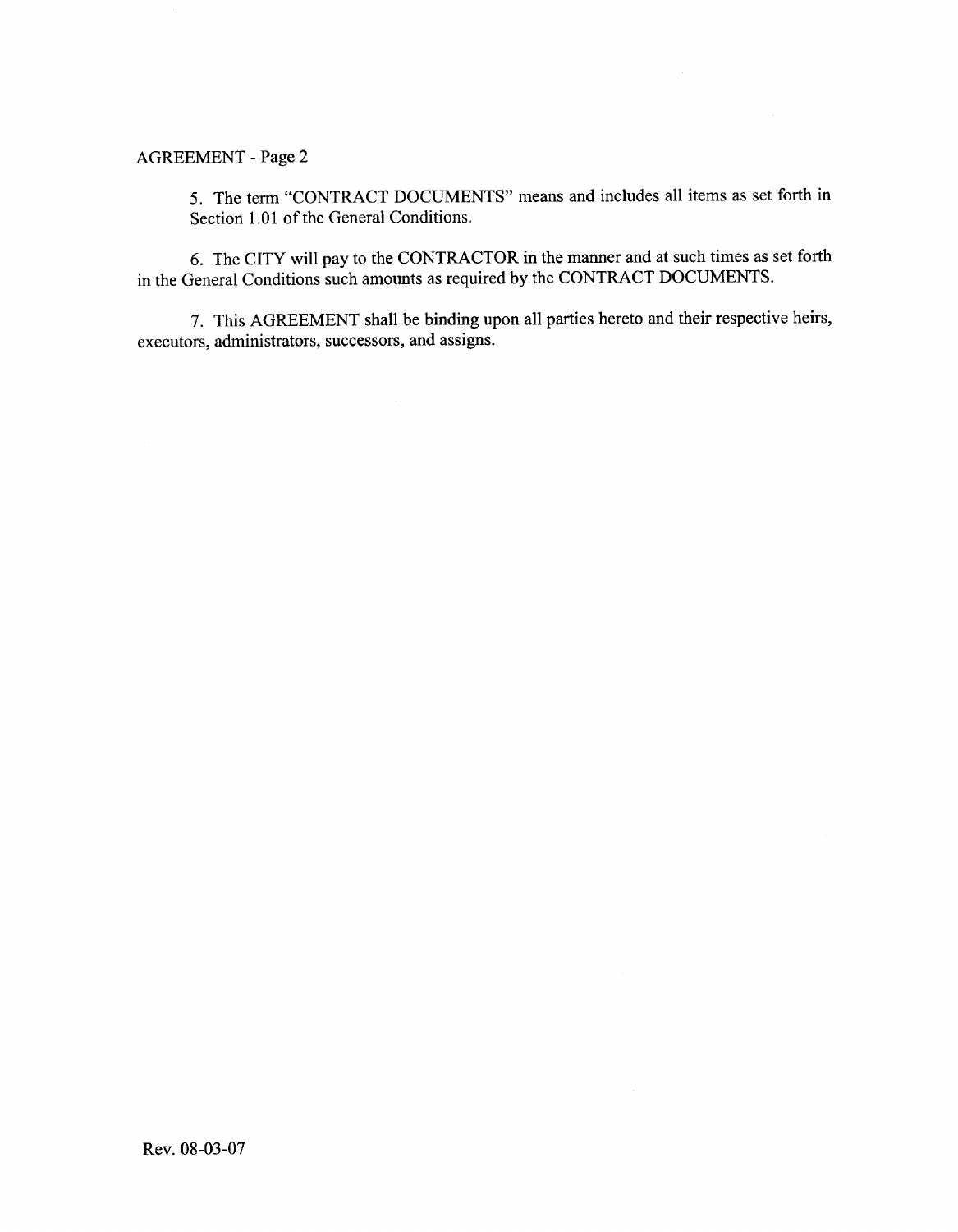AGREEMENT - Page 2

5. The term "CONTRACT DOCUMENTS" means and includes all items as set forth in Section 1.01 of the General Conditions.

6. The CITY will pay to the CONTRACTOR in the manner and at such times as set forth in the General Conditions such amounts as required by the CONTRACT DOCUMENTS.

7. This AGREEMENT shall be binding upon all parties hereto and their respective heirs, executors, administrators, successors, and assigns.

Rev. 08-03-07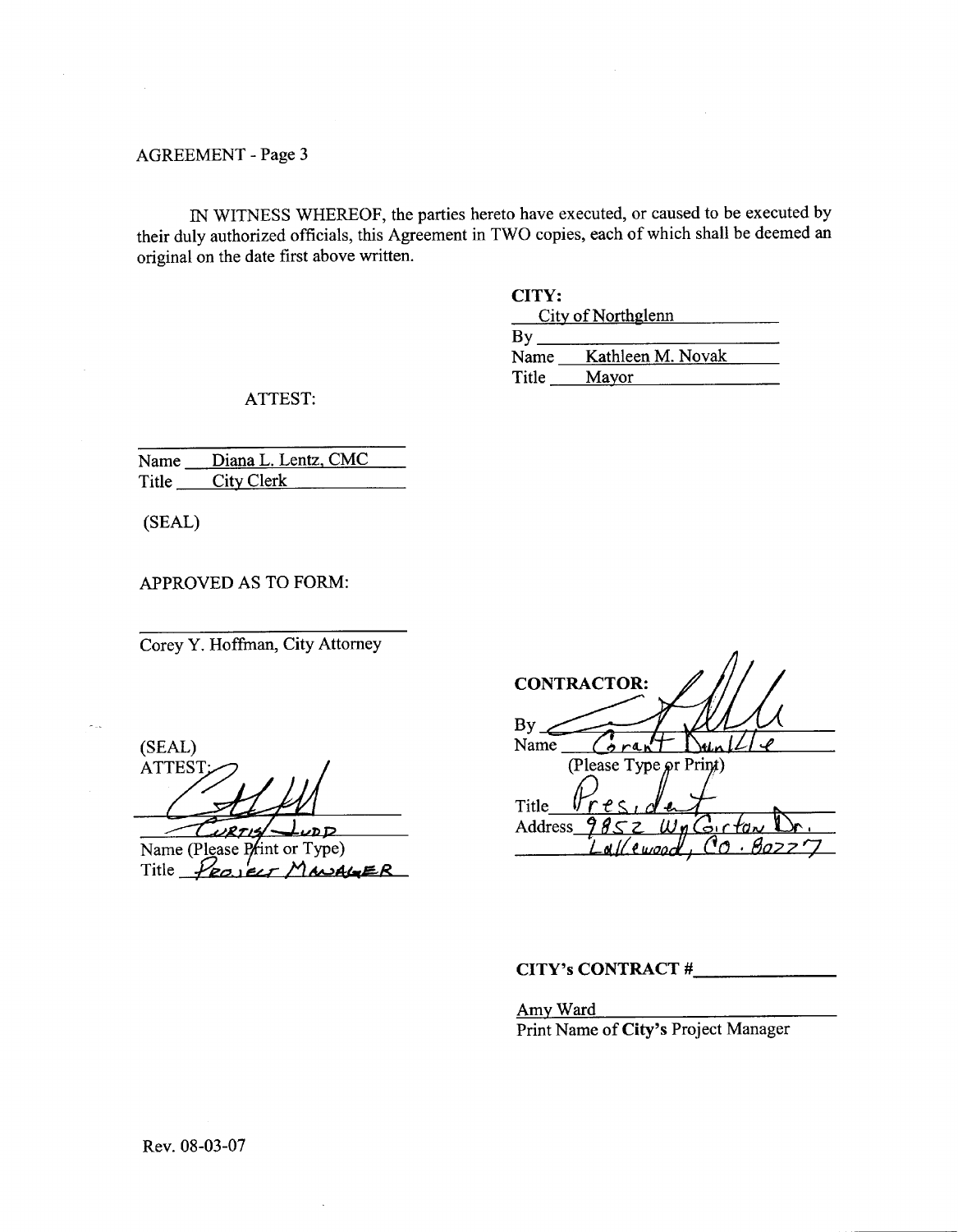AGREEMENT - Page 3

IN WITNESS WHEREOF, the parties hereto have executed, or caused to be executed by their duly authorized officials, this Agreement in TWO copies, each of which shall be deemed an original on the date first above written.

**CITY:**
City of Northglenn
By ____________________
Name Kathleen M. Novak
Title Mayor

ATTEST:

____________________
Name Diana L. Lentz, CMC
Title City Clerk

(SEAL)

APPROVED AS TO FORM:

____________________
Corey Y. Hoffman, City Attorney

**CONTRACTOR:**
By ____________________
Name Grant Dunkle
(Please Type or Print)
Title President
Address 9852 W. Girton Dr.
Lakewood, CO. 80227

(SEAL)
ATTEST:
____________________
Curtis Judd
Name (Please Print or Type)
Title Project Manager

**CITY's CONTRACT #** ____________________

Amy Ward
Print Name of **City's** Project Manager

Rev. 08-03-07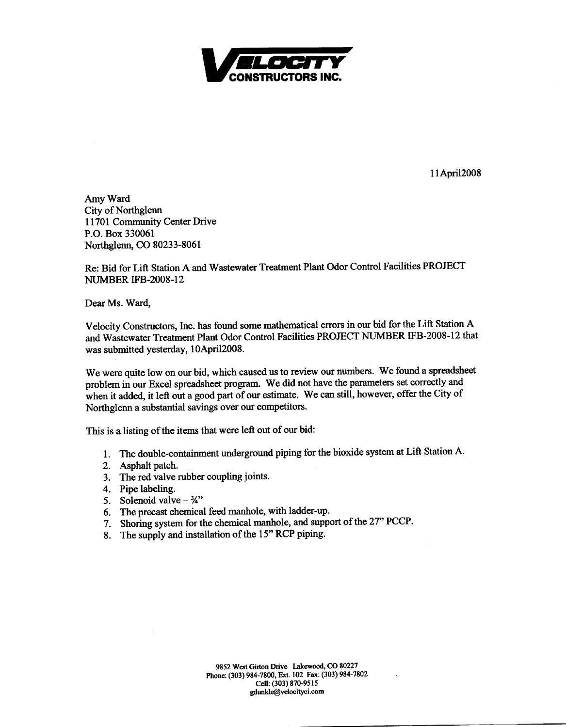**VELOCITY CONSTRUCTORS INC.**

11April2008

Amy Ward
City of Northglenn
11701 Community Center Drive
P.O. Box 330061
Northglenn, CO 80233-8061

Re: Bid for Lift Station A and Wastewater Treatment Plant Odor Control Facilities PROJECT NUMBER IFB-2008-12

Dear Ms. Ward,

Velocity Constructors, Inc. has found some mathematical errors in our bid for the Lift Station A and Wastewater Treatment Plant Odor Control Facilities PROJECT NUMBER IFB-2008-12 that was submitted yesterday, 10April2008.

We were quite low on our bid, which caused us to review our numbers. We found a spreadsheet problem in our Excel spreadsheet program. We did not have the parameters set correctly and when it added, it left out a good part of our estimate. We can still, however, offer the City of Northglenn a substantial savings over our competitors.

This is a listing of the items that were left out of our bid:

1. The double-containment underground piping for the bioxide system at Lift Station A.
2. Asphalt patch.
3. The red valve rubber coupling joints.
4. Pipe labeling.
5. Solenoid valve – ¾"
6. The precast chemical feed manhole, with ladder-up.
7. Shoring system for the chemical manhole, and support of the 27" PCCP.
8. The supply and installation of the 15" RCP piping.

9852 West Girton Drive Lakewood, CO 80227
Phone: (303) 984-7800, Ext. 102 Fax: (303) 984-7802
Cell: (303) 870-9515
gdunkle@velocityci.com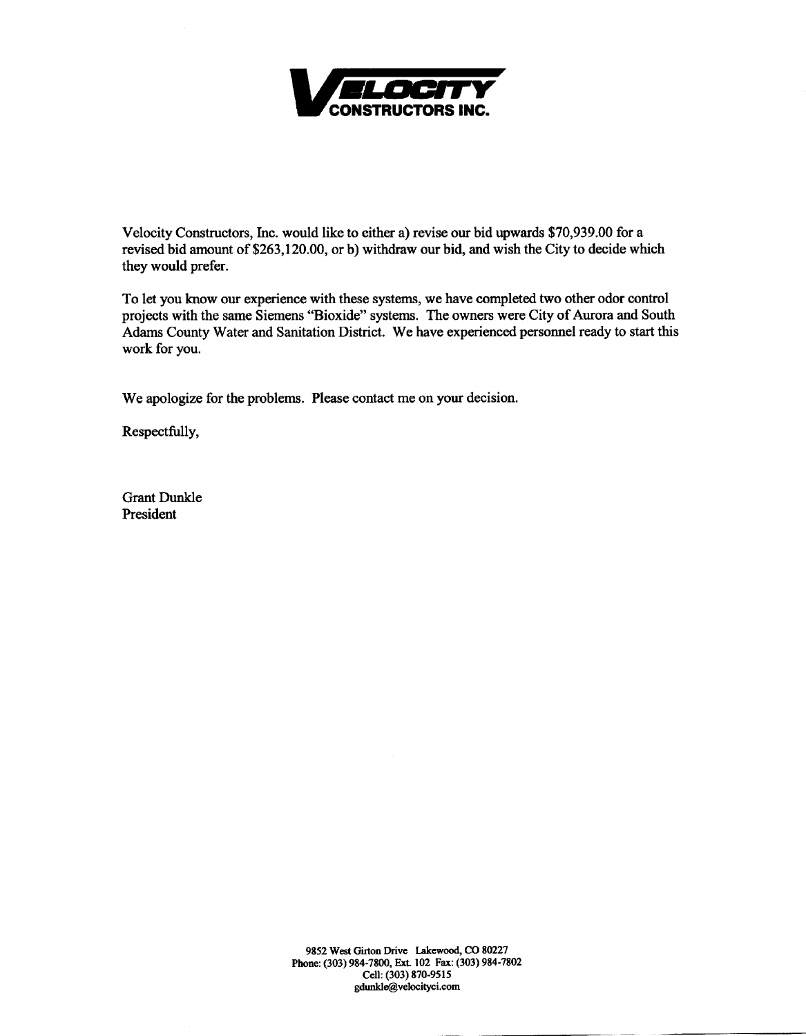**VELOCITY CONSTRUCTORS INC.**

Velocity Constructors, Inc. would like to either a) revise our bid upwards $70,939.00 for a revised bid amount of $263,120.00, or b) withdraw our bid, and wish the City to decide which they would prefer.

To let you know our experience with these systems, we have completed two other odor control projects with the same Siemens "Bioxide" systems. The owners were City of Aurora and South Adams County Water and Sanitation District. We have experienced personnel ready to start this work for you.

We apologize for the problems. Please contact me on your decision.

Respectfully,

Grant Dunkle
President

9852 West Girton Drive Lakewood, CO 80227
Phone: (303) 984-7800, Ext. 102 Fax: (303) 984-7802
Cell: (303) 870-9515
gdunkle@velocityci.com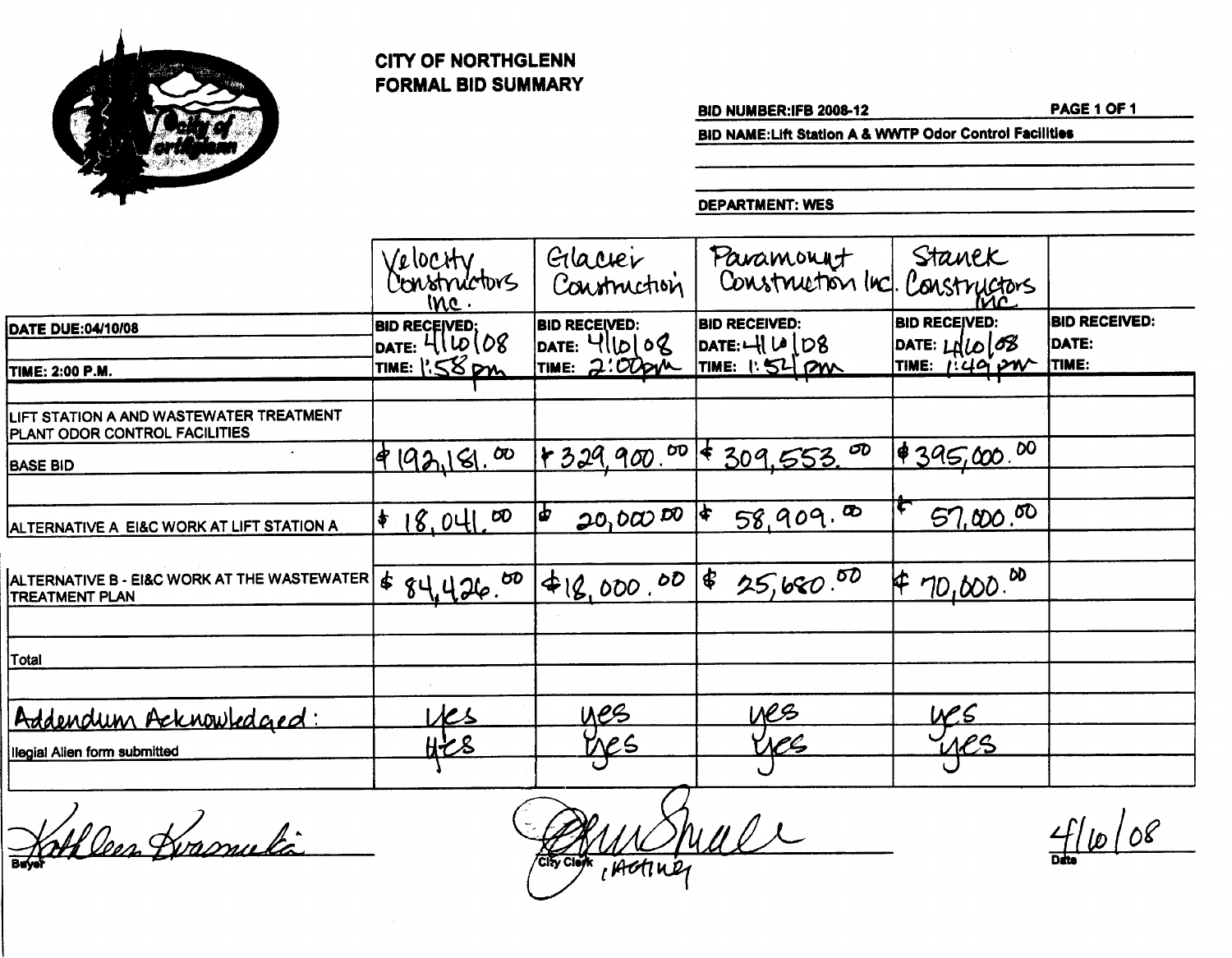**CITY OF NORTHGLENN**
**FORMAL BID SUMMARY**

**BID NUMBER: IFB 2008-12**

**BID NAME: Lift Station A & WWTP Odor Control Facilities**

**DEPARTMENT: WES**

| | Velocity Constructors Inc. | Glacier Construction | Paramount Construction Inc. | Stanek Constructors Inc | |
|---|---|---|---|---|---|
| **DATE DUE: 04/10/08** | **BID RECEIVED:** DATE: 4/10/08 | **BID RECEIVED:** DATE: 4/10/08 | **BID RECEIVED:** DATE: 4/10/08 | **BID RECEIVED:** DATE: 4/10/08 | **BID RECEIVED:** DATE: |
| **TIME: 2:00 P.M.** | TIME: 1:58 pm | TIME: 2:00pm | TIME: 1:54 pm | TIME: 1:49 pm | TIME: |
| LIFT STATION A AND WASTEWATER TREATMENT PLANT ODOR CONTROL FACILITIES | | | | | |
| BASE BID | $192,181.00 | $329,900.00 | $309,553.00 | $395,000.00 | |
| ALTERNATIVE A EI&C WORK AT LIFT STATION A | $18,041.00 | $20,000.00 | $58,909.00 | $57,000.00 | |
| ALTERNATIVE B - EI&C WORK AT THE WASTEWATER TREATMENT PLAN | $84,426.00 | $18,000.00 | $25,680.00 | $70,000.00 | |
| Total | | | | | |
| Addendum Acknowledged: | yes | yes | yes | yes | |
| Ilegial Alien form submitted | yes | yes | yes | yes | |

Kathleen Kvasnicka
Buyer

City Clerk (Acting)

4/10/08
Date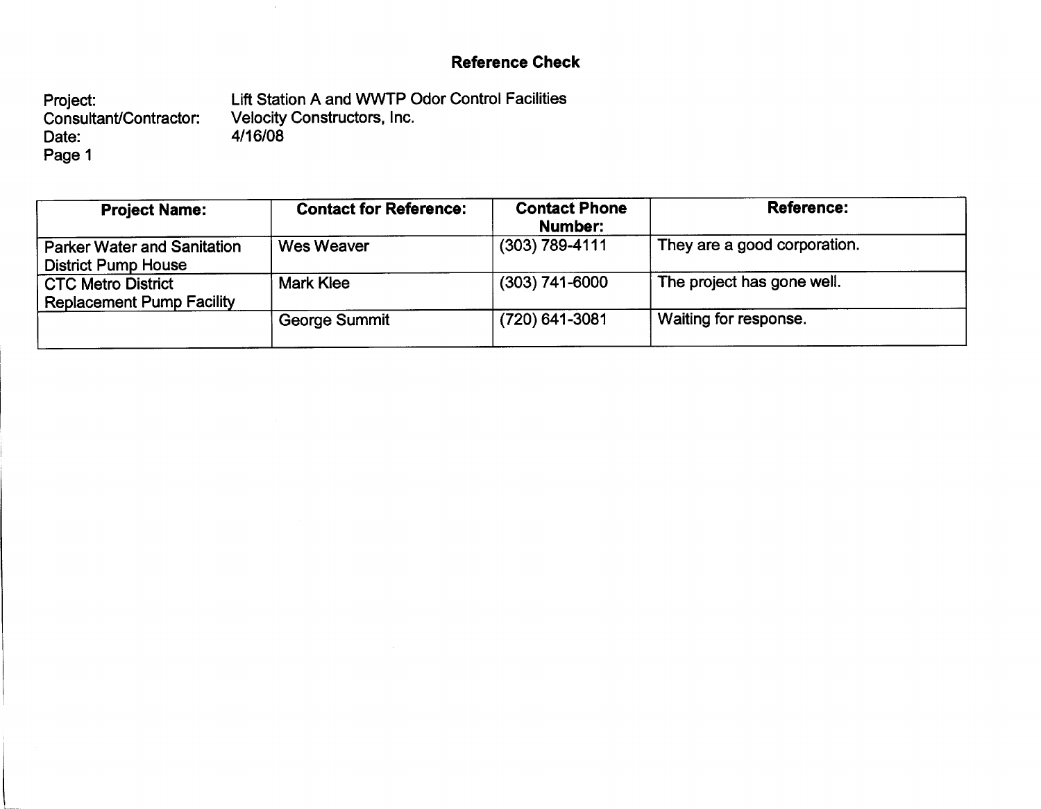# Reference Check

Project: Lift Station A and WWTP Odor Control Facilities
Consultant/Contractor: Velocity Constructors, Inc.
Date: 4/16/08
Page 1

| Project Name: | Contact for Reference: | Contact Phone Number: | Reference: |
|---|---|---|---|
| Parker Water and Sanitation District Pump House | Wes Weaver | (303) 789-4111 | They are a good corporation. |
| CTC Metro District Replacement Pump Facility | Mark Klee | (303) 741-6000 | The project has gone well. |
| | George Summit | (720) 641-3081 | Waiting for response. |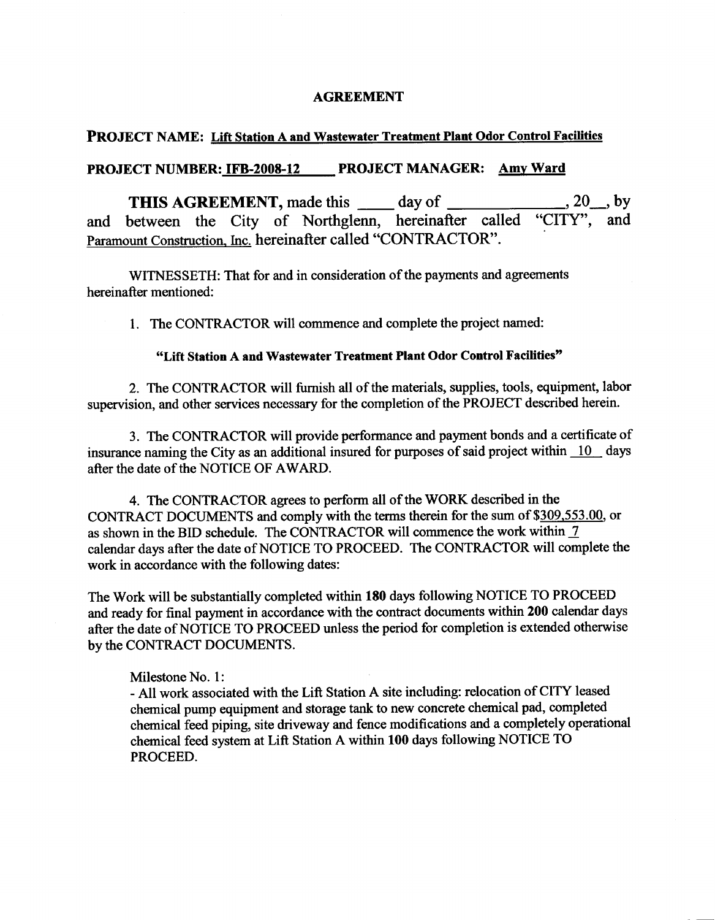# AGREEMENT

**PROJECT NAME: Lift Station A and Wastewater Treatment Plant Odor Control Facilities**

**PROJECT NUMBER: IFB-2008-12    PROJECT MANAGER: Amy Ward**

**THIS AGREEMENT,** made this ____ day of ______________, 20__, by and between the City of Northglenn, hereinafter called "CITY", and Paramount Construction, Inc. hereinafter called "CONTRACTOR".

WITNESSETH: That for and in consideration of the payments and agreements hereinafter mentioned:

1. The CONTRACTOR will commence and complete the project named:

   **"Lift Station A and Wastewater Treatment Plant Odor Control Facilities"**

2. The CONTRACTOR will furnish all of the materials, supplies, tools, equipment, labor supervision, and other services necessary for the completion of the PROJECT described herein.

3. The CONTRACTOR will provide performance and payment bonds and a certificate of insurance naming the City as an additional insured for purposes of said project within 10 days after the date of the NOTICE OF AWARD.

4. The CONTRACTOR agrees to perform all of the WORK described in the CONTRACT DOCUMENTS and comply with the terms therein for the sum of $309,553.00, or as shown in the BID schedule. The CONTRACTOR will commence the work within 7 calendar days after the date of NOTICE TO PROCEED. The CONTRACTOR will complete the work in accordance with the following dates:

The Work will be substantially completed within **180** days following NOTICE TO PROCEED and ready for final payment in accordance with the contract documents within **200** calendar days after the date of NOTICE TO PROCEED unless the period for completion is extended otherwise by the CONTRACT DOCUMENTS.

Milestone No. 1:

- All work associated with the Lift Station A site including: relocation of CITY leased chemical pump equipment and storage tank to new concrete chemical pad, completed chemical feed piping, site driveway and fence modifications and a completely operational chemical feed system at Lift Station A within **100** days following NOTICE TO PROCEED.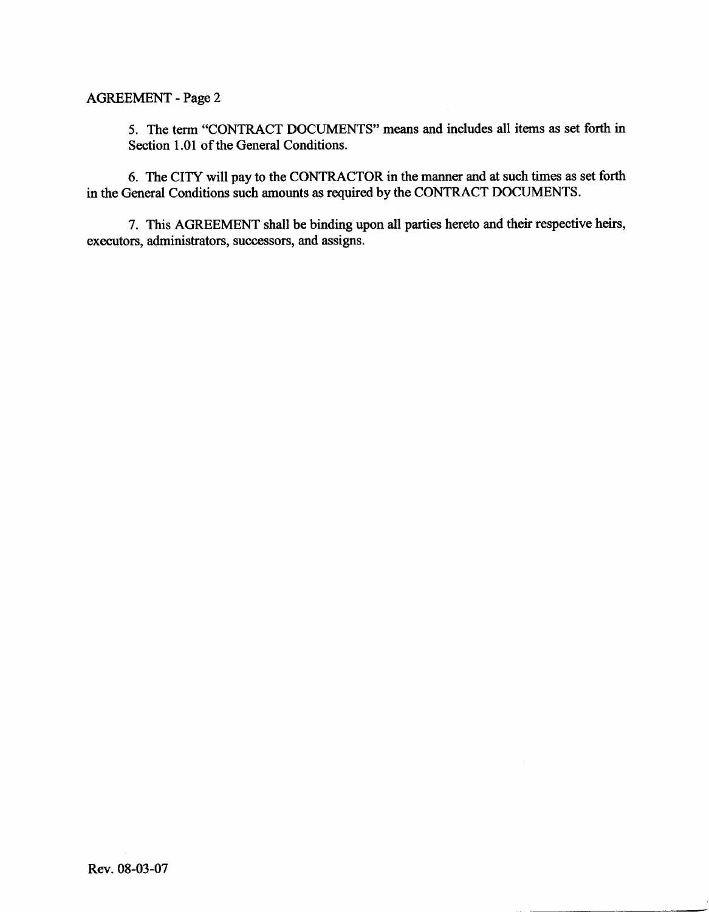AGREEMENT - Page 2

5. The term "CONTRACT DOCUMENTS" means and includes all items as set forth in Section 1.01 of the General Conditions.

6. The CITY will pay to the CONTRACTOR in the manner and at such times as set forth in the General Conditions such amounts as required by the CONTRACT DOCUMENTS.

7. This AGREEMENT shall be binding upon all parties hereto and their respective heirs, executors, administrators, successors, and assigns.

Rev. 08-03-07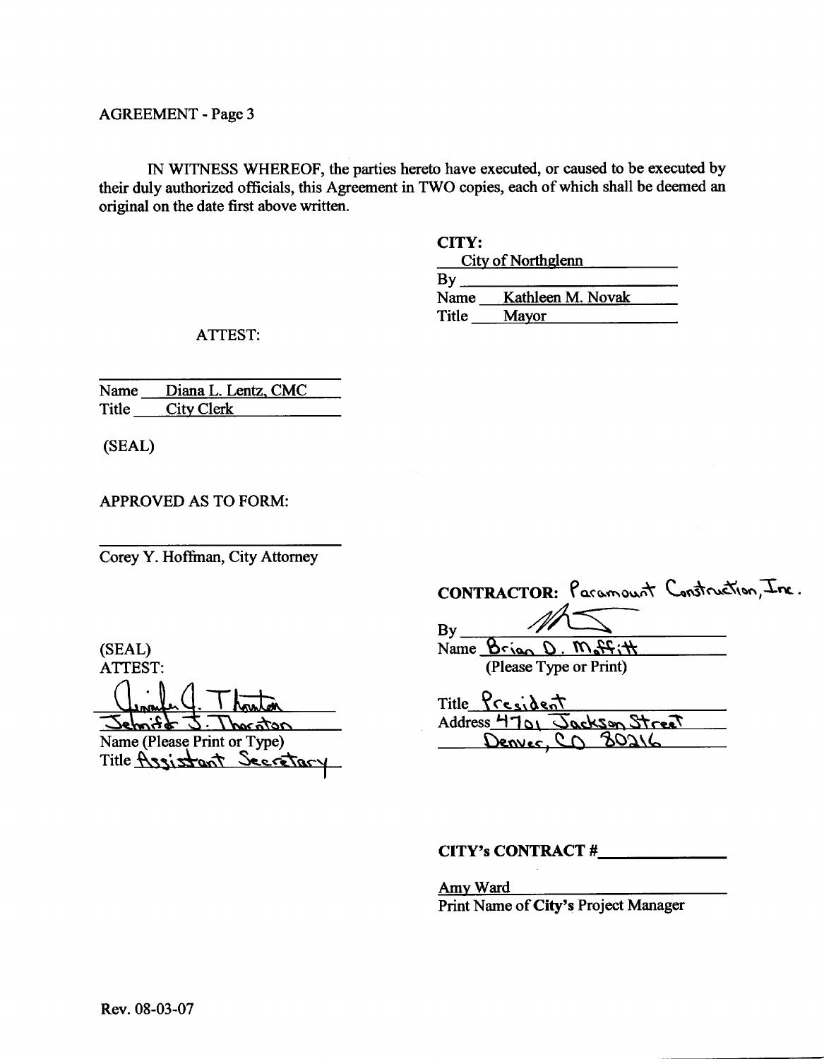AGREEMENT - Page 3

IN WITNESS WHEREOF, the parties hereto have executed, or caused to be executed by their duly authorized officials, this Agreement in TWO copies, each of which shall be deemed an original on the date first above written.

**CITY:**
City of Northglenn
By ____________________
Name Kathleen M. Novak
Title Mayor

ATTEST:

____________________
Name Diana L. Lentz, CMC
Title City Clerk

(SEAL)

APPROVED AS TO FORM:

____________________
Corey Y. Hoffman, City Attorney

**CONTRACTOR:** Paramount Construction, Inc.
By ____________________
Name Brian D. Moffitt
(Please Type or Print)

Title President
Address 4701 Jackson Street
Denver, CO 80216

(SEAL)
ATTEST:

____________________
Jennifer J. Thornton
Name (Please Print or Type)
Title Assistant Secretary

**CITY's CONTRACT #**____________________

Amy Ward
Print Name of **City's** Project Manager

Rev. 08-03-07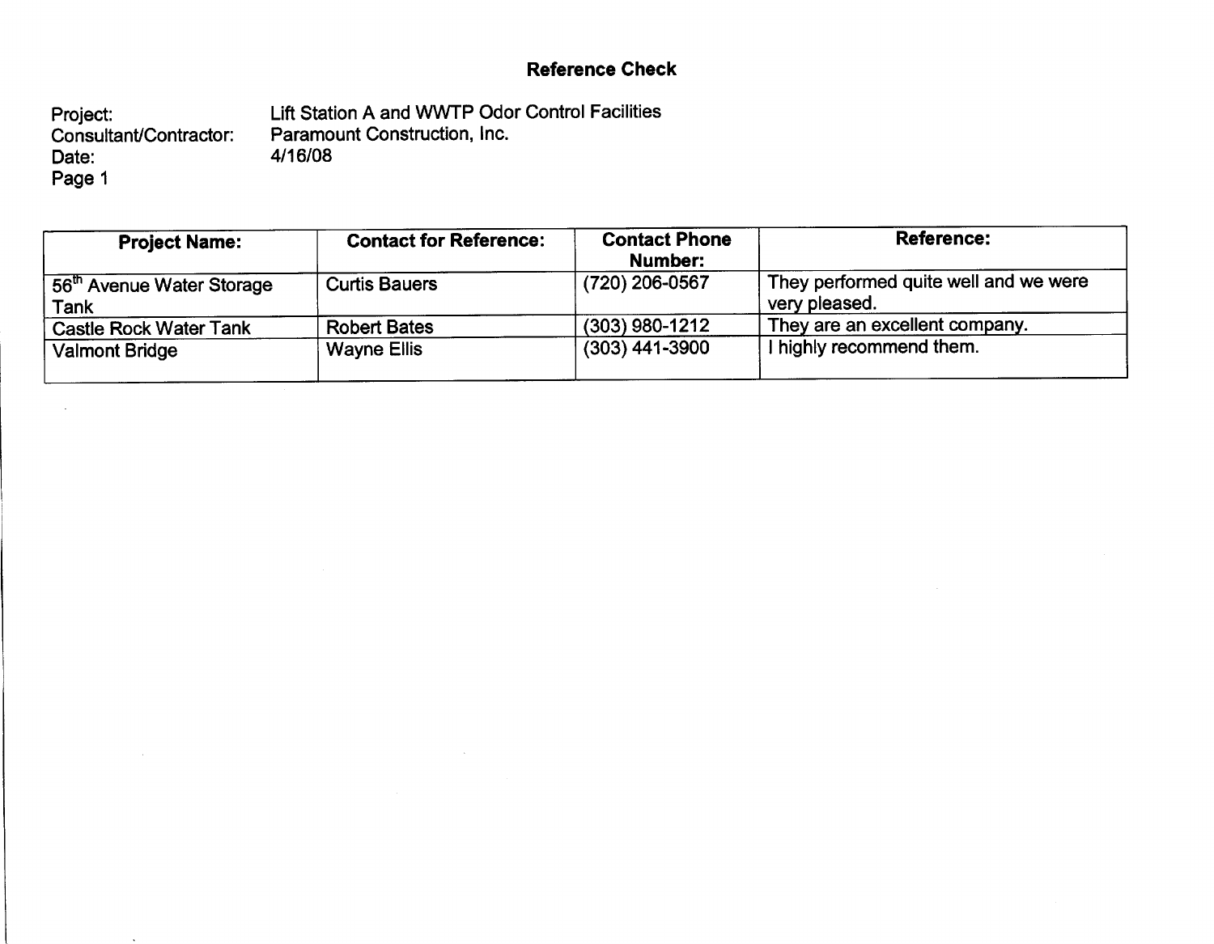# Reference Check

Project: Lift Station A and WWTP Odor Control Facilities
Consultant/Contractor: Paramount Construction, Inc.
Date: 4/16/08
Page 1

| Project Name: | Contact for Reference: | Contact Phone Number: | Reference: |
|---|---|---|---|
| 56th Avenue Water Storage Tank | Curtis Bauers | (720) 206-0567 | They performed quite well and we were very pleased. |
| Castle Rock Water Tank | Robert Bates | (303) 980-1212 | They are an excellent company. |
| Valmont Bridge | Wayne Ellis | (303) 441-3900 | I highly recommend them. |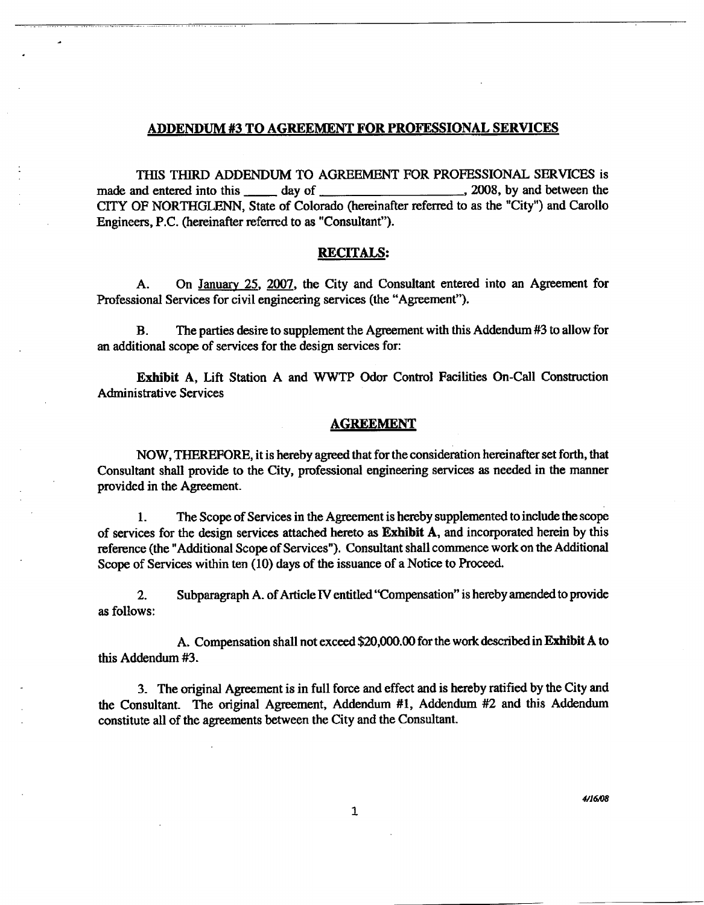## ADDENDUM #3 TO AGREEMENT FOR PROFESSIONAL SERVICES

THIS THIRD ADDENDUM TO AGREEMENT FOR PROFESSIONAL SERVICES is made and entered into this _____ day of ____________________, 2008, by and between the CITY OF NORTHGLENN, State of Colorado (hereinafter referred to as the "City") and Carollo Engineers, P.C. (hereinafter referred to as "Consultant").

### RECITALS:

A. On January 25, 2007, the City and Consultant entered into an Agreement for Professional Services for civil engineering services (the "Agreement").

B. The parties desire to supplement the Agreement with this Addendum #3 to allow for an additional scope of services for the design services for:

**Exhibit A**, Lift Station A and WWTP Odor Control Facilities On-Call Construction Administrative Services

### AGREEMENT

NOW, THEREFORE, it is hereby agreed that for the consideration hereinafter set forth, that Consultant shall provide to the City, professional engineering services as needed in the manner provided in the Agreement.

1. The Scope of Services in the Agreement is hereby supplemented to include the scope of services for the design services attached hereto as **Exhibit A**, and incorporated herein by this reference (the "Additional Scope of Services"). Consultant shall commence work on the Additional Scope of Services within ten (10) days of the issuance of a Notice to Proceed.

2. Subparagraph A. of Article IV entitled "Compensation" is hereby amended to provide as follows:

   A. Compensation shall not exceed $20,000.00 for the work described in **Exhibit A** to this Addendum #3.

3. The original Agreement is in full force and effect and is hereby ratified by the City and the Consultant. The original Agreement, Addendum #1, Addendum #2 and this Addendum constitute all of the agreements between the City and the Consultant.

*4/16/08*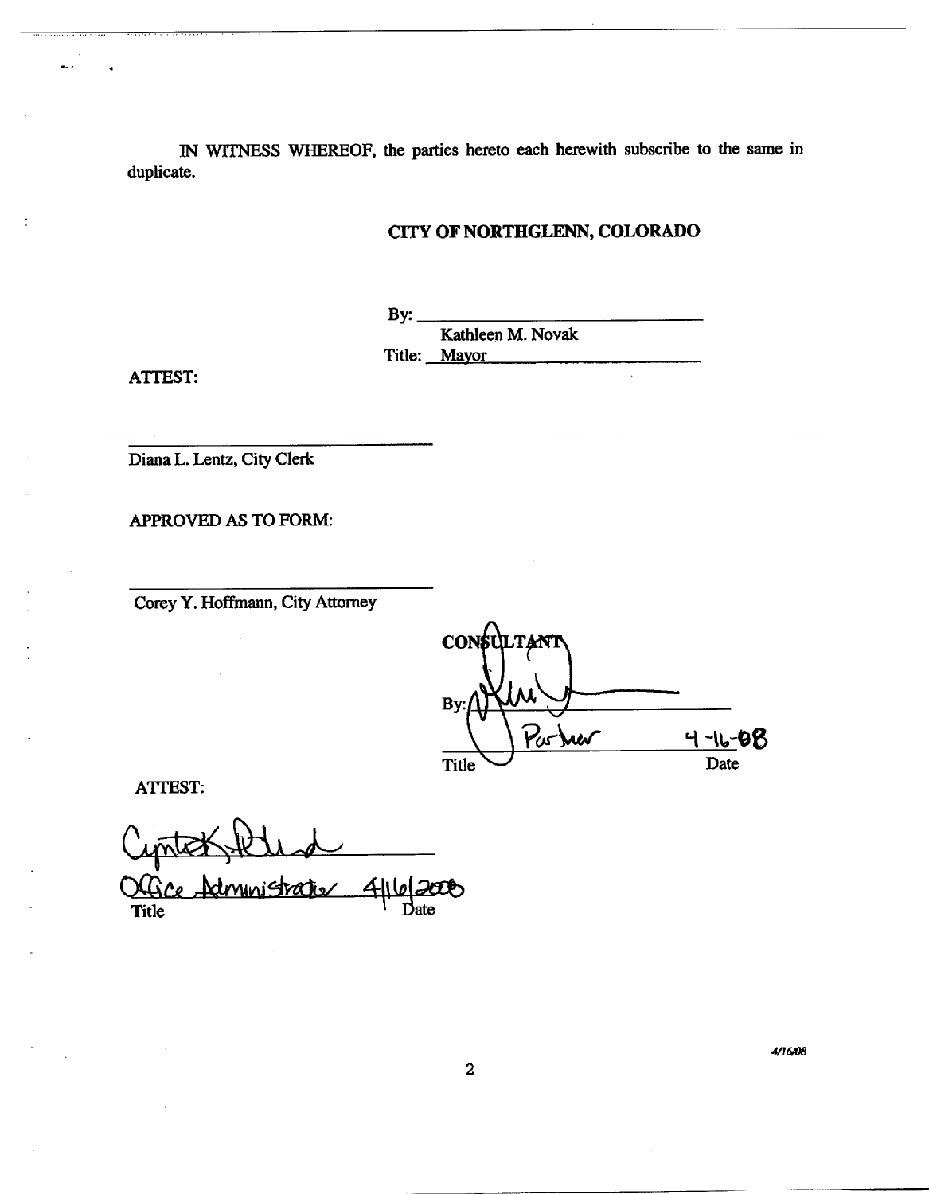IN WITNESS WHEREOF, the parties hereto each herewith subscribe to the same in duplicate.

**CITY OF NORTHGLENN, COLORADO**

By: ______________________________
Kathleen M. Novak
Title: Mayor

ATTEST:

______________________________
Diana L. Lentz, City Clerk

APPROVED AS TO FORM:

______________________________
Corey Y. Hoffmann, City Attorney

**CONSULTANT**

By: ______________________________

Partner 4-16-08
Title Date

ATTEST:

______________________________

Office Administrator 4/16/2008
Title Date

4/16/08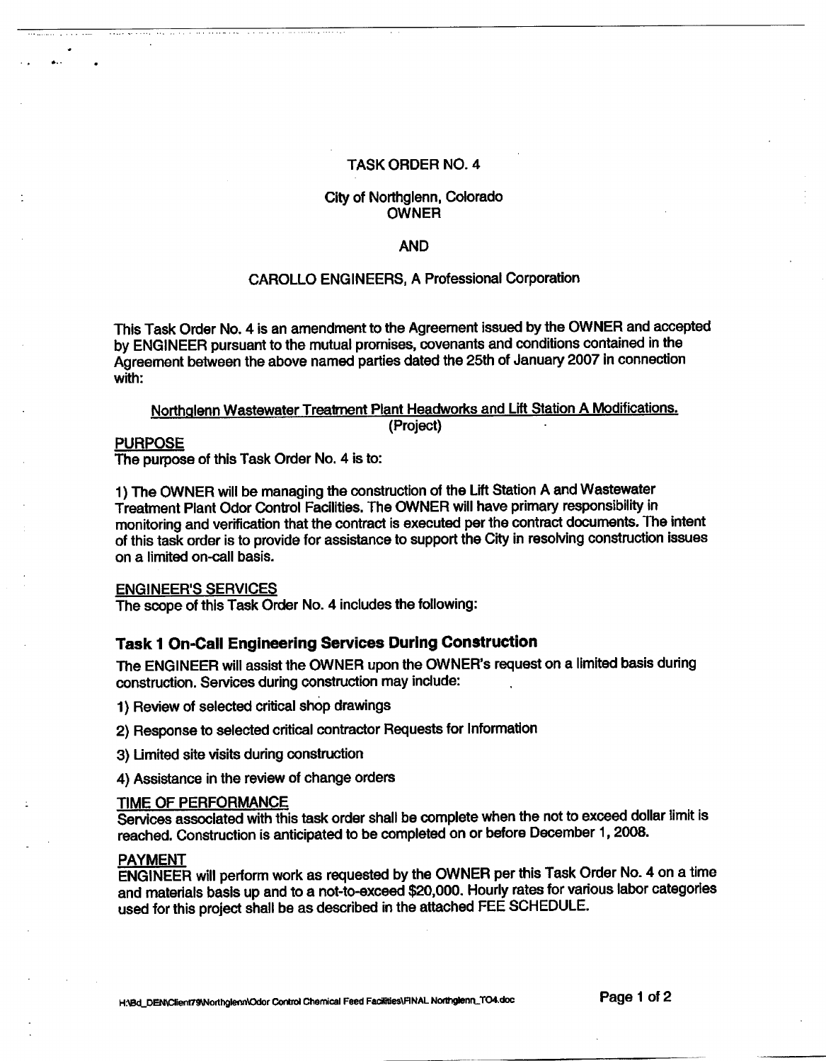TASK ORDER NO. 4

City of Northglenn, Colorado
OWNER

AND

CAROLLO ENGINEERS, A Professional Corporation

This Task Order No. 4 is an amendment to the Agreement issued by the OWNER and accepted by ENGINEER pursuant to the mutual promises, covenants and conditions contained in the Agreement between the above named parties dated the 25th of January 2007 in connection with:

Northglenn Wastewater Treatment Plant Headworks and Lift Station A Modifications.
(Project)

PURPOSE

The purpose of this Task Order No. 4 is to:

1) The OWNER will be managing the construction of the Lift Station A and Wastewater Treatment Plant Odor Control Facilities. The OWNER will have primary responsibility in monitoring and verification that the contract is executed per the contract documents. The intent of this task order is to provide for assistance to support the City in resolving construction issues on a limited on-call basis.

ENGINEER'S SERVICES

The scope of this Task Order No. 4 includes the following:

## Task 1 On-Call Engineering Services During Construction

The ENGINEER will assist the OWNER upon the OWNER's request on a limited basis during construction. Services during construction may include:

1) Review of selected critical shop drawings

2) Response to selected critical contractor Requests for Information

3) Limited site visits during construction

4) Assistance in the review of change orders

TIME OF PERFORMANCE

Services associated with this task order shall be complete when the not to exceed dollar limit is reached. Construction is anticipated to be completed on or before December 1, 2008.

PAYMENT

ENGINEER will perform work as requested by the OWNER per this Task Order No. 4 on a time and materials basis up and to a not-to-exceed $20,000. Hourly rates for various labor categories used for this project shall be as described in the attached FEE SCHEDULE.

H:\Bd_DEN\Client79\Northglenn\Odor Control Chemical Feed Facilities\FINAL Northglenn_TO4.doc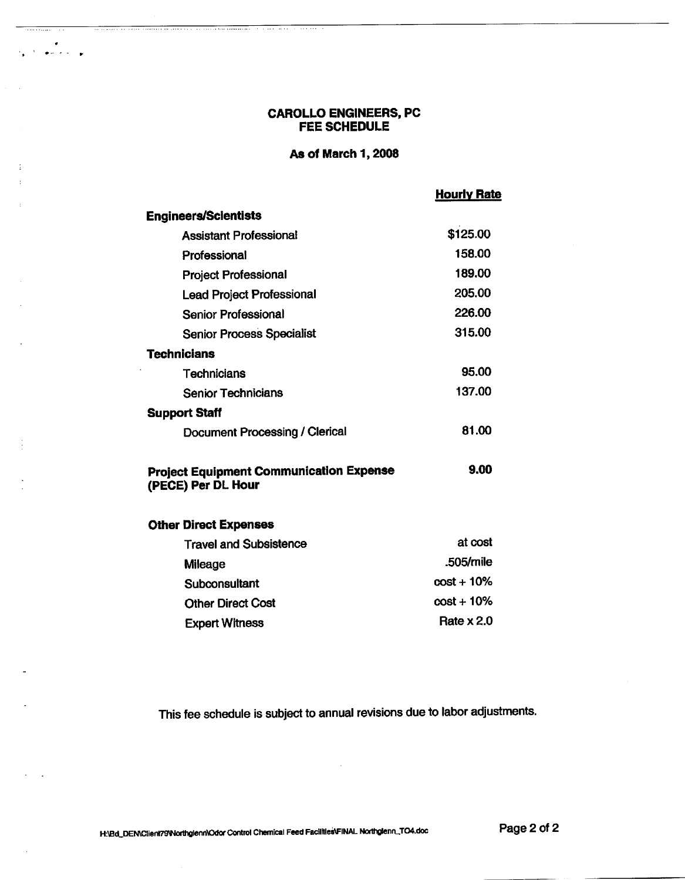# CAROLLO ENGINEERS, PC
# FEE SCHEDULE

**As of March 1, 2008**

| | Hourly Rate |
|---|---|
| **Engineers/Scientists** | |
| Assistant Professional | $125.00 |
| Professional | 158.00 |
| Project Professional | 189.00 |
| Lead Project Professional | 205.00 |
| Senior Professional | 226.00 |
| Senior Process Specialist | 315.00 |
| **Technicians** | |
| Technicians | 95.00 |
| Senior Technicians | 137.00 |
| **Support Staff** | |
| Document Processing / Clerical | 81.00 |
| **Project Equipment Communication Expense (PECE) Per DL Hour** | **9.00** |
| **Other Direct Expenses** | |
| Travel and Subsistence | at cost |
| Mileage | .505/mile |
| Subconsultant | cost + 10% |
| Other Direct Cost | cost + 10% |
| Expert Witness | Rate x 2.0 |

This fee schedule is subject to annual revisions due to labor adjustments.

H:\Bd_DEN\Client79\Northglenn\Odor Control Chemical Feed Facilities\FINAL Northglenn_TO4.doc